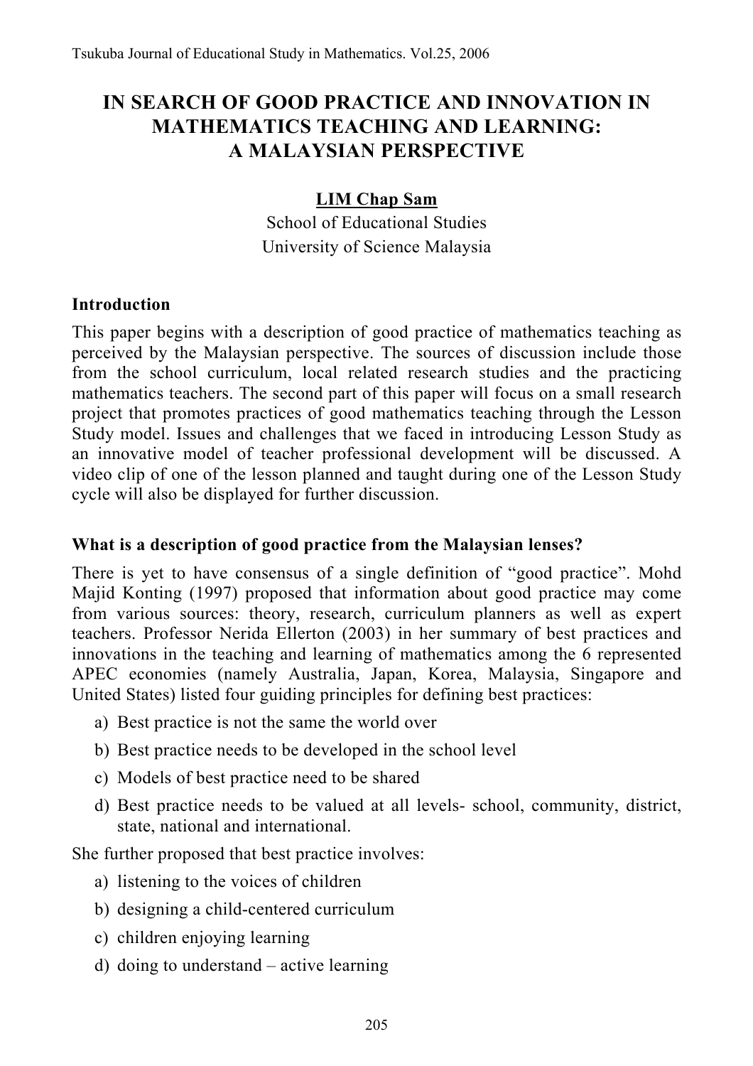# IN SEARCH OF GOOD PRACTICE AND INNOVATION IN MATHEMATICS TEACHING AND LEARNING: A MALAYSIAN PERSPECTIVE

**LIM Chap Sam**
School of Educational Studies
University of Science Malaysia

## Introduction

This paper begins with a description of good practice of mathematics teaching as perceived by the Malaysian perspective. The sources of discussion include those from the school curriculum, local related research studies and the practicing mathematics teachers. The second part of this paper will focus on a small research project that promotes practices of good mathematics teaching through the Lesson Study model. Issues and challenges that we faced in introducing Lesson Study as an innovative model of teacher professional development will be discussed. A video clip of one of the lesson planned and taught during one of the Lesson Study cycle will also be displayed for further discussion.

## What is a description of good practice from the Malaysian lenses?

There is yet to have consensus of a single definition of "good practice". Mohd Majid Konting (1997) proposed that information about good practice may come from various sources: theory, research, curriculum planners as well as expert teachers. Professor Nerida Ellerton (2003) in her summary of best practices and innovations in the teaching and learning of mathematics among the 6 represented APEC economies (namely Australia, Japan, Korea, Malaysia, Singapore and United States) listed four guiding principles for defining best practices:

a) Best practice is not the same the world over
b) Best practice needs to be developed in the school level
c) Models of best practice need to be shared
d) Best practice needs to be valued at all levels- school, community, district, state, national and international.

She further proposed that best practice involves:

a) listening to the voices of children
b) designing a child-centered curriculum
c) children enjoying learning
d) doing to understand – active learning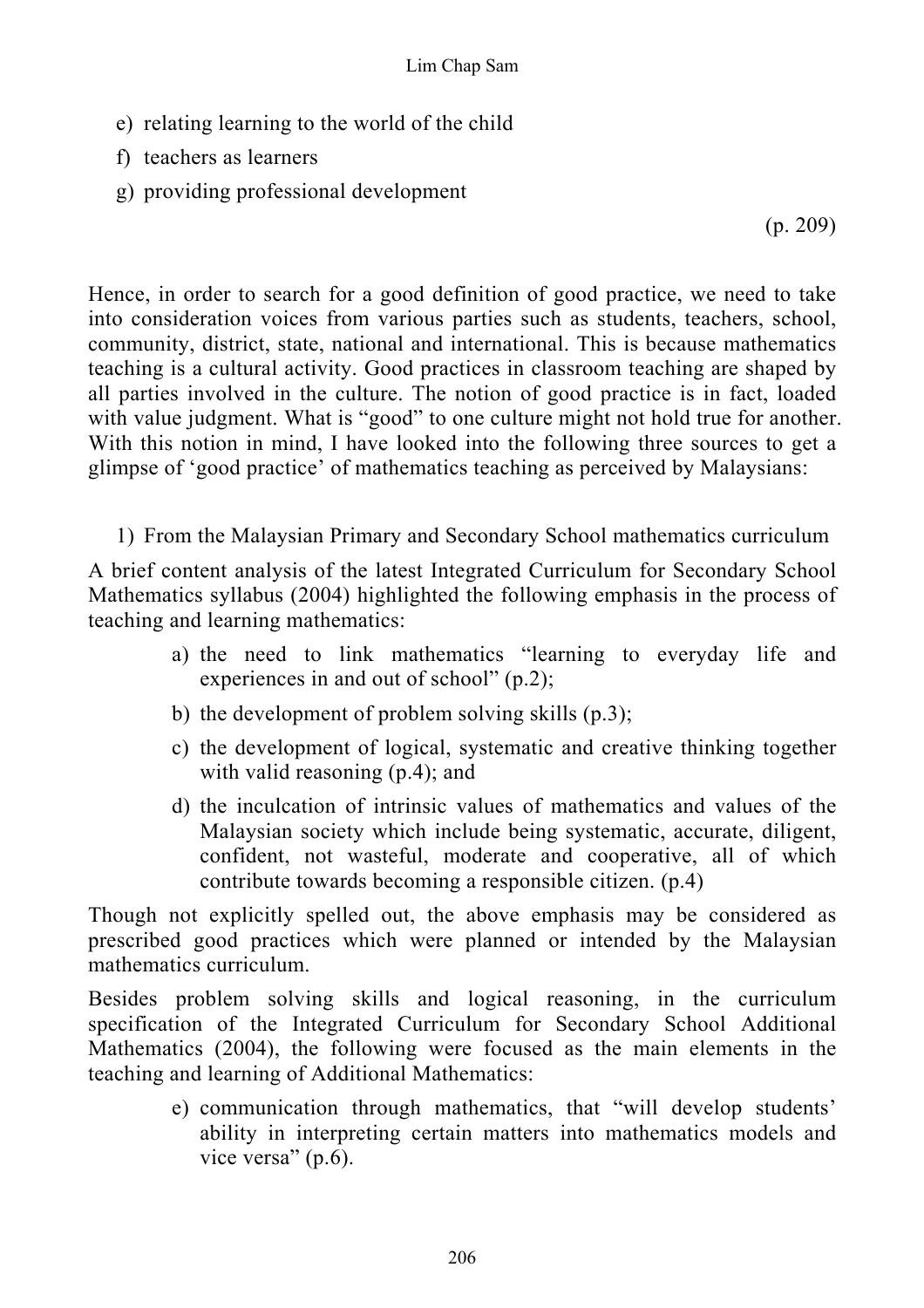e) relating learning to the world of the child
f) teachers as learners
g) providing professional development

(p. 209)

Hence, in order to search for a good definition of good practice, we need to take into consideration voices from various parties such as students, teachers, school, community, district, state, national and international. This is because mathematics teaching is a cultural activity. Good practices in classroom teaching are shaped by all parties involved in the culture. The notion of good practice is in fact, loaded with value judgment. What is "good" to one culture might not hold true for another. With this notion in mind, I have looked into the following three sources to get a glimpse of 'good practice' of mathematics teaching as perceived by Malaysians:

1) From the Malaysian Primary and Secondary School mathematics curriculum

A brief content analysis of the latest Integrated Curriculum for Secondary School Mathematics syllabus (2004) highlighted the following emphasis in the process of teaching and learning mathematics:

a) the need to link mathematics "learning to everyday life and experiences in and out of school" (p.2);
b) the development of problem solving skills (p.3);
c) the development of logical, systematic and creative thinking together with valid reasoning (p.4); and
d) the inculcation of intrinsic values of mathematics and values of the Malaysian society which include being systematic, accurate, diligent, confident, not wasteful, moderate and cooperative, all of which contribute towards becoming a responsible citizen. (p.4)

Though not explicitly spelled out, the above emphasis may be considered as prescribed good practices which were planned or intended by the Malaysian mathematics curriculum.

Besides problem solving skills and logical reasoning, in the curriculum specification of the Integrated Curriculum for Secondary School Additional Mathematics (2004), the following were focused as the main elements in the teaching and learning of Additional Mathematics:

e) communication through mathematics, that "will develop students' ability in interpreting certain matters into mathematics models and vice versa" (p.6).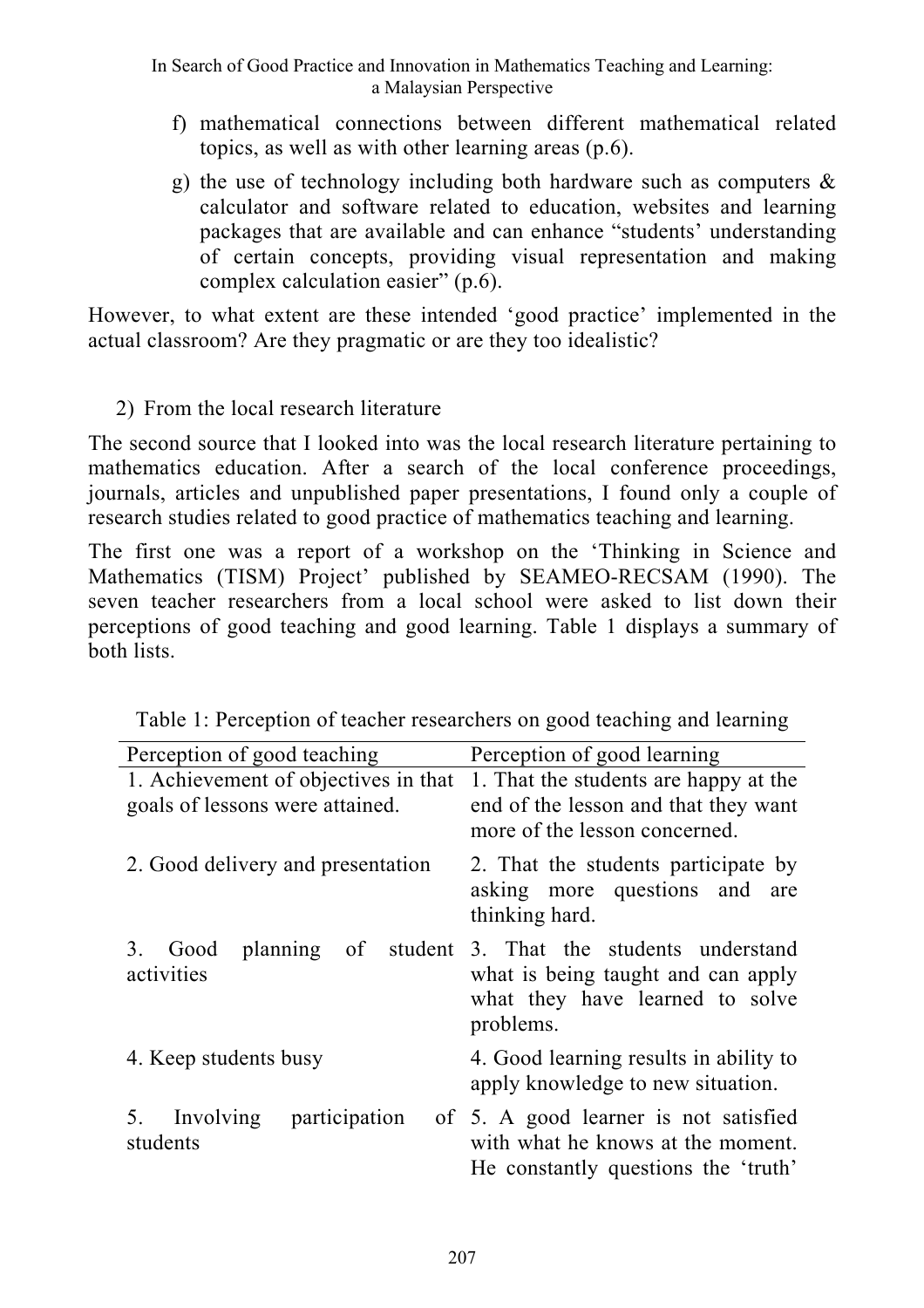f) mathematical connections between different mathematical related topics, as well as with other learning areas (p.6).

g) the use of technology including both hardware such as computers & calculator and software related to education, websites and learning packages that are available and can enhance "students' understanding of certain concepts, providing visual representation and making complex calculation easier" (p.6).

However, to what extent are these intended 'good practice' implemented in the actual classroom? Are they pragmatic or are they too idealistic?

2) From the local research literature

The second source that I looked into was the local research literature pertaining to mathematics education. After a search of the local conference proceedings, journals, articles and unpublished paper presentations, I found only a couple of research studies related to good practice of mathematics teaching and learning.

The first one was a report of a workshop on the 'Thinking in Science and Mathematics (TISM) Project' published by SEAMEO-RECSAM (1990). The seven teacher researchers from a local school were asked to list down their perceptions of good teaching and good learning. Table 1 displays a summary of both lists.

Table 1: Perception of teacher researchers on good teaching and learning

| Perception of good teaching | Perception of good learning |
|---|---|
| 1. Achievement of objectives in that goals of lessons were attained. | 1. That the students are happy at the end of the lesson and that they want more of the lesson concerned. |
| 2. Good delivery and presentation | 2. That the students participate by asking more questions and are thinking hard. |
| 3. Good planning of student activities | 3. That the students understand what is being taught and can apply what they have learned to solve problems. |
| 4. Keep students busy | 4. Good learning results in ability to apply knowledge to new situation. |
| 5. Involving participation of students | 5. A good learner is not satisfied with what he knows at the moment. He constantly questions the 'truth' |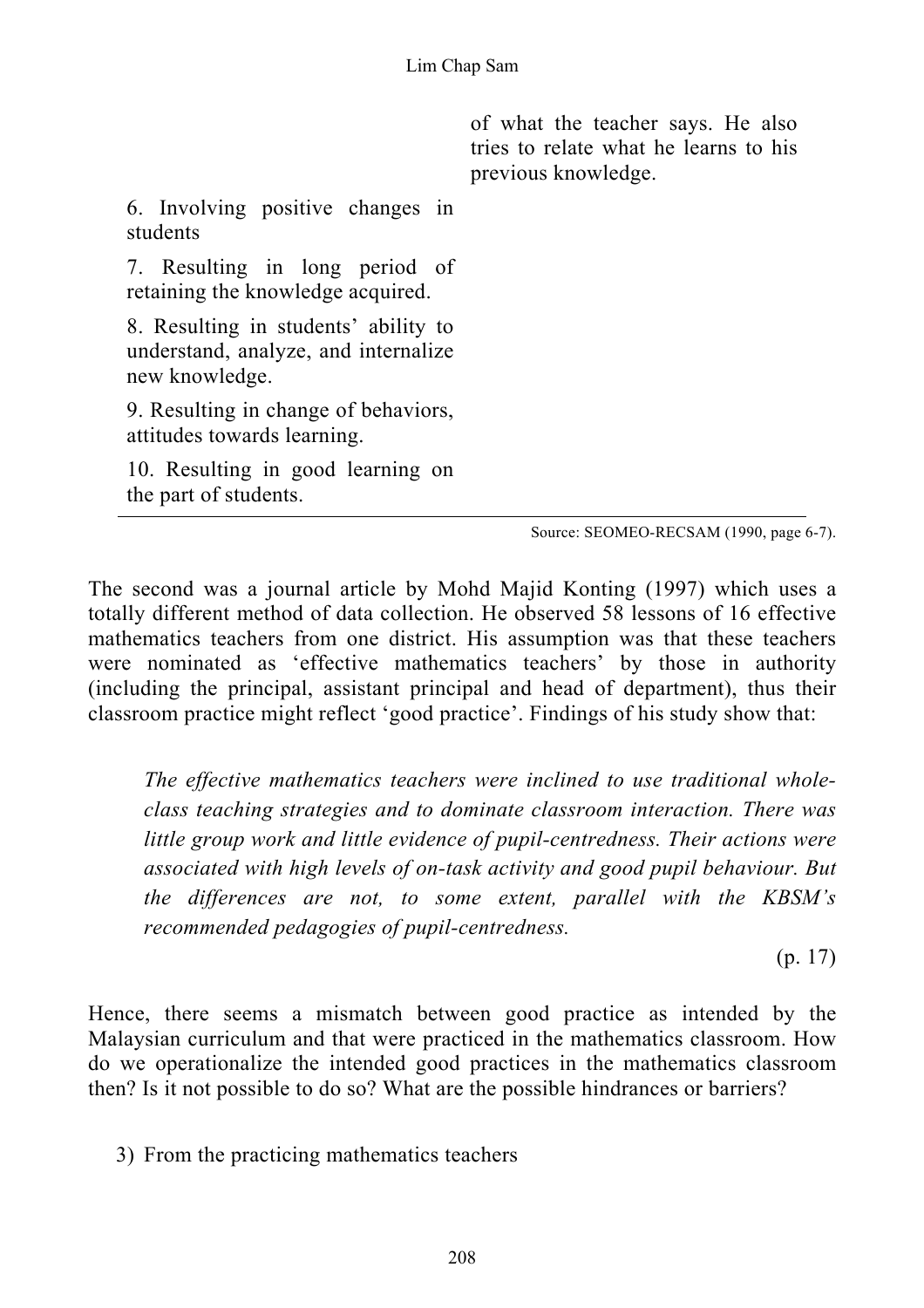| | |
|---|---|
| | of what the teacher says. He also tries to relate what he learns to his previous knowledge. |
| 6. Involving positive changes in students | |
| 7. Resulting in long period of retaining the knowledge acquired. | |
| 8. Resulting in students' ability to understand, analyze, and internalize new knowledge. | |
| 9. Resulting in change of behaviors, attitudes towards learning. | |
| 10. Resulting in good learning on the part of students. | |

Source: SEOMEO-RECSAM (1990, page 6-7).

The second was a journal article by Mohd Majid Konting (1997) which uses a totally different method of data collection. He observed 58 lessons of 16 effective mathematics teachers from one district. His assumption was that these teachers were nominated as 'effective mathematics teachers' by those in authority (including the principal, assistant principal and head of department), thus their classroom practice might reflect 'good practice'. Findings of his study show that:

> *The effective mathematics teachers were inclined to use traditional whole-class teaching strategies and to dominate classroom interaction. There was little group work and little evidence of pupil-centredness. Their actions were associated with high levels of on-task activity and good pupil behaviour. But the differences are not, to some extent, parallel with the KBSM's recommended pedagogies of pupil-centredness.*
>
> (p. 17)

Hence, there seems a mismatch between good practice as intended by the Malaysian curriculum and that were practiced in the mathematics classroom. How do we operationalize the intended good practices in the mathematics classroom then? Is it not possible to do so? What are the possible hindrances or barriers?

3) From the practicing mathematics teachers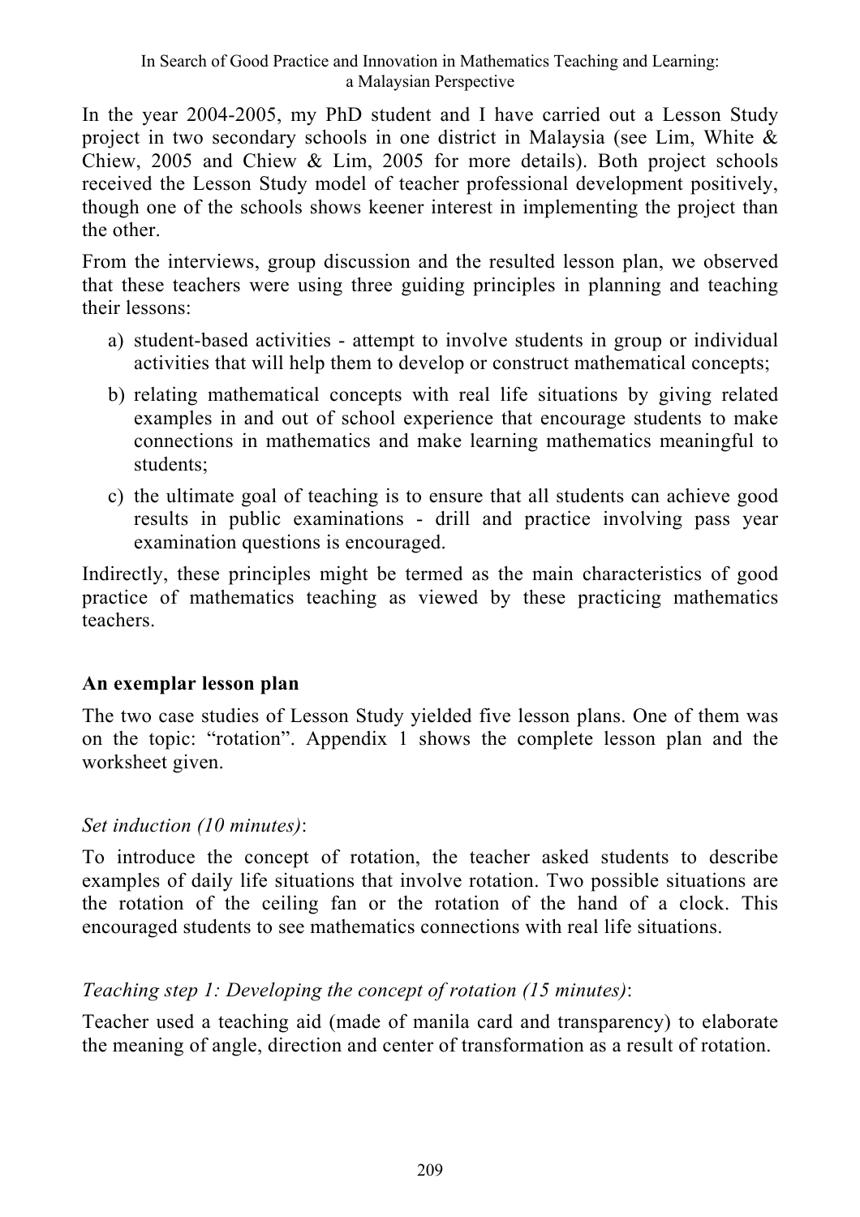In the year 2004-2005, my PhD student and I have carried out a Lesson Study project in two secondary schools in one district in Malaysia (see Lim, White & Chiew, 2005 and Chiew & Lim, 2005 for more details). Both project schools received the Lesson Study model of teacher professional development positively, though one of the schools shows keener interest in implementing the project than the other.

From the interviews, group discussion and the resulted lesson plan, we observed that these teachers were using three guiding principles in planning and teaching their lessons:

a) student-based activities - attempt to involve students in group or individual activities that will help them to develop or construct mathematical concepts;
b) relating mathematical concepts with real life situations by giving related examples in and out of school experience that encourage students to make connections in mathematics and make learning mathematics meaningful to students;
c) the ultimate goal of teaching is to ensure that all students can achieve good results in public examinations - drill and practice involving pass year examination questions is encouraged.

Indirectly, these principles might be termed as the main characteristics of good practice of mathematics teaching as viewed by these practicing mathematics teachers.

**An exemplar lesson plan**

The two case studies of Lesson Study yielded five lesson plans. One of them was on the topic: "rotation". Appendix 1 shows the complete lesson plan and the worksheet given.

*Set induction (10 minutes)*:

To introduce the concept of rotation, the teacher asked students to describe examples of daily life situations that involve rotation. Two possible situations are the rotation of the ceiling fan or the rotation of the hand of a clock. This encouraged students to see mathematics connections with real life situations.

*Teaching step 1: Developing the concept of rotation (15 minutes)*:

Teacher used a teaching aid (made of manila card and transparency) to elaborate the meaning of angle, direction and center of transformation as a result of rotation.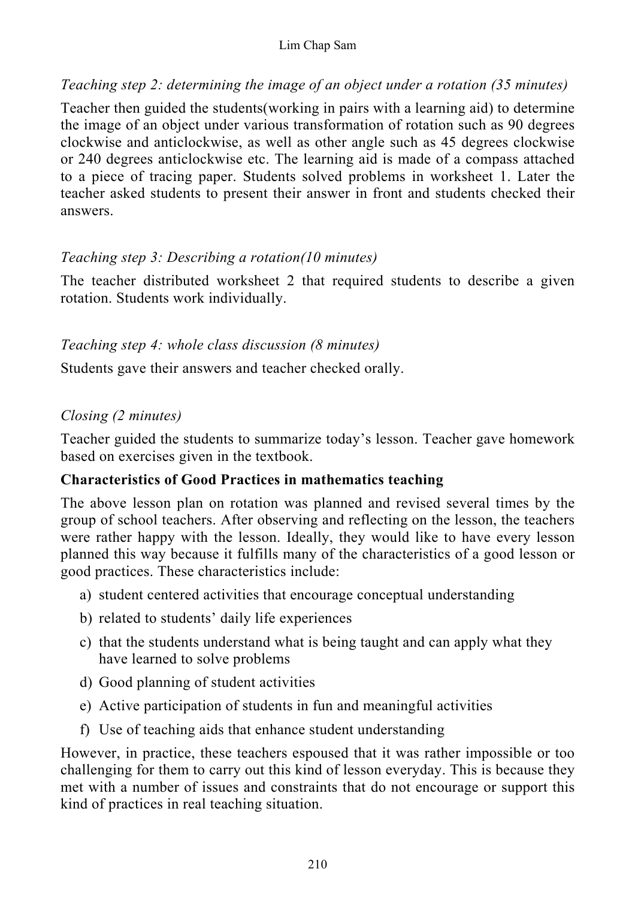*Teaching step 2: determining the image of an object under a rotation (35 minutes)*

Teacher then guided the students(working in pairs with a learning aid) to determine the image of an object under various transformation of rotation such as 90 degrees clockwise and anticlockwise, as well as other angle such as 45 degrees clockwise or 240 degrees anticlockwise etc. The learning aid is made of a compass attached to a piece of tracing paper. Students solved problems in worksheet 1. Later the teacher asked students to present their answer in front and students checked their answers.

*Teaching step 3: Describing a rotation(10 minutes)*

The teacher distributed worksheet 2 that required students to describe a given rotation. Students work individually.

*Teaching step 4: whole class discussion (8 minutes)*

Students gave their answers and teacher checked orally.

*Closing (2 minutes)*

Teacher guided the students to summarize today's lesson. Teacher gave homework based on exercises given in the textbook.

**Characteristics of Good Practices in mathematics teaching**

The above lesson plan on rotation was planned and revised several times by the group of school teachers. After observing and reflecting on the lesson, the teachers were rather happy with the lesson. Ideally, they would like to have every lesson planned this way because it fulfills many of the characteristics of a good lesson or good practices. These characteristics include:

a) student centered activities that encourage conceptual understanding
b) related to students' daily life experiences
c) that the students understand what is being taught and can apply what they have learned to solve problems
d) Good planning of student activities
e) Active participation of students in fun and meaningful activities
f) Use of teaching aids that enhance student understanding

However, in practice, these teachers espoused that it was rather impossible or too challenging for them to carry out this kind of lesson everyday. This is because they met with a number of issues and constraints that do not encourage or support this kind of practices in real teaching situation.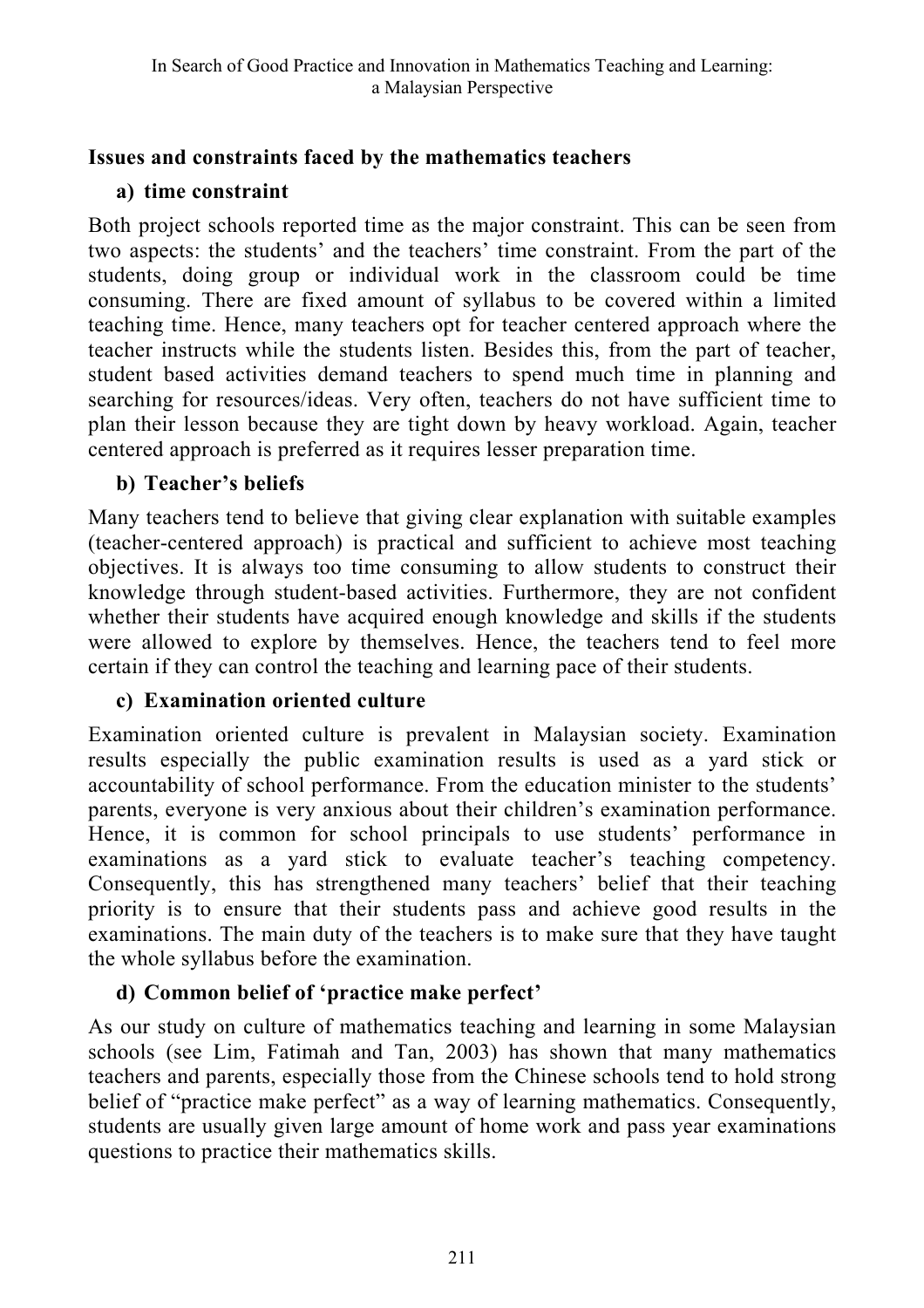### Issues and constraints faced by the mathematics teachers

**a) time constraint**

Both project schools reported time as the major constraint. This can be seen from two aspects: the students' and the teachers' time constraint. From the part of the students, doing group or individual work in the classroom could be time consuming. There are fixed amount of syllabus to be covered within a limited teaching time. Hence, many teachers opt for teacher centered approach where the teacher instructs while the students listen. Besides this, from the part of teacher, student based activities demand teachers to spend much time in planning and searching for resources/ideas. Very often, teachers do not have sufficient time to plan their lesson because they are tight down by heavy workload. Again, teacher centered approach is preferred as it requires lesser preparation time.

**b) Teacher's beliefs**

Many teachers tend to believe that giving clear explanation with suitable examples (teacher-centered approach) is practical and sufficient to achieve most teaching objectives. It is always too time consuming to allow students to construct their knowledge through student-based activities. Furthermore, they are not confident whether their students have acquired enough knowledge and skills if the students were allowed to explore by themselves. Hence, the teachers tend to feel more certain if they can control the teaching and learning pace of their students.

**c) Examination oriented culture**

Examination oriented culture is prevalent in Malaysian society. Examination results especially the public examination results is used as a yard stick or accountability of school performance. From the education minister to the students' parents, everyone is very anxious about their children's examination performance. Hence, it is common for school principals to use students' performance in examinations as a yard stick to evaluate teacher's teaching competency. Consequently, this has strengthened many teachers' belief that their teaching priority is to ensure that their students pass and achieve good results in the examinations. The main duty of the teachers is to make sure that they have taught the whole syllabus before the examination.

**d) Common belief of 'practice make perfect'**

As our study on culture of mathematics teaching and learning in some Malaysian schools (see Lim, Fatimah and Tan, 2003) has shown that many mathematics teachers and parents, especially those from the Chinese schools tend to hold strong belief of "practice make perfect" as a way of learning mathematics. Consequently, students are usually given large amount of home work and pass year examinations questions to practice their mathematics skills.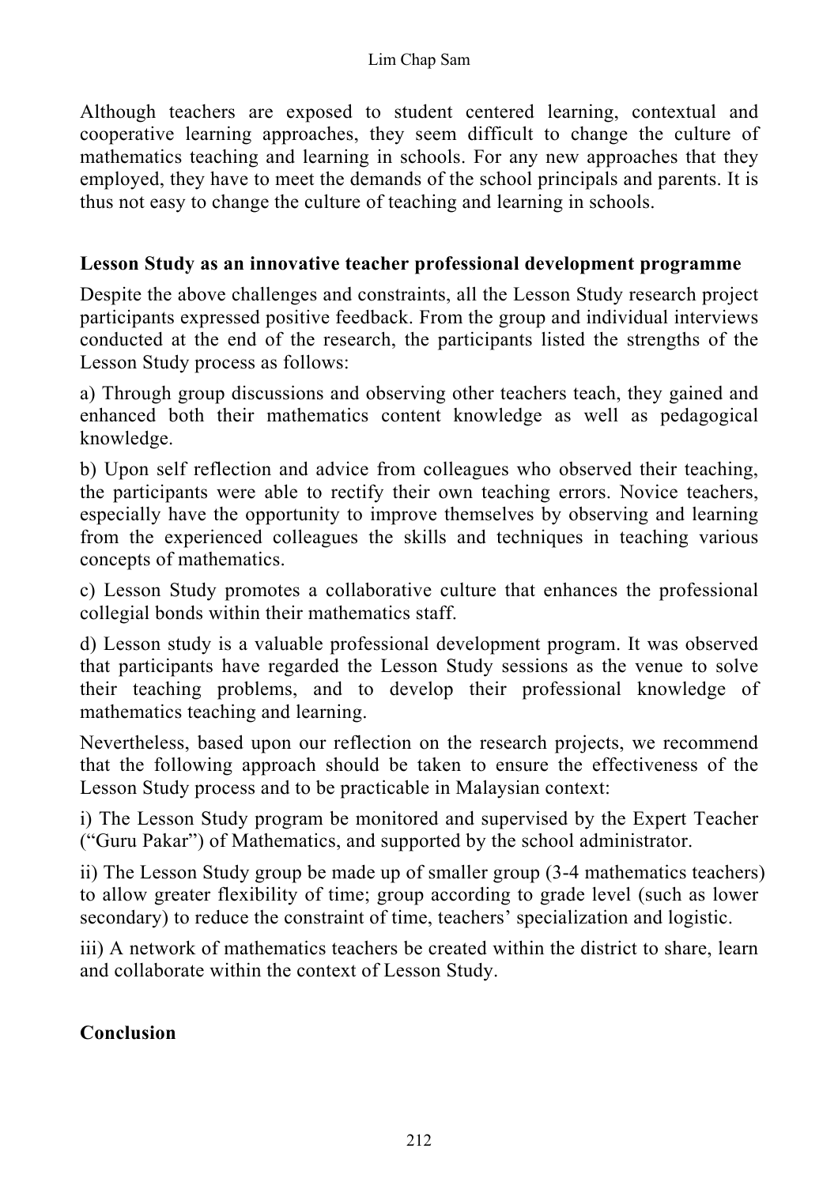Although teachers are exposed to student centered learning, contextual and cooperative learning approaches, they seem difficult to change the culture of mathematics teaching and learning in schools. For any new approaches that they employed, they have to meet the demands of the school principals and parents. It is thus not easy to change the culture of teaching and learning in schools.

## Lesson Study as an innovative teacher professional development programme

Despite the above challenges and constraints, all the Lesson Study research project participants expressed positive feedback. From the group and individual interviews conducted at the end of the research, the participants listed the strengths of the Lesson Study process as follows:

a) Through group discussions and observing other teachers teach, they gained and enhanced both their mathematics content knowledge as well as pedagogical knowledge.

b) Upon self reflection and advice from colleagues who observed their teaching, the participants were able to rectify their own teaching errors. Novice teachers, especially have the opportunity to improve themselves by observing and learning from the experienced colleagues the skills and techniques in teaching various concepts of mathematics.

c) Lesson Study promotes a collaborative culture that enhances the professional collegial bonds within their mathematics staff.

d) Lesson study is a valuable professional development program. It was observed that participants have regarded the Lesson Study sessions as the venue to solve their teaching problems, and to develop their professional knowledge of mathematics teaching and learning.

Nevertheless, based upon our reflection on the research projects, we recommend that the following approach should be taken to ensure the effectiveness of the Lesson Study process and to be practicable in Malaysian context:

i) The Lesson Study program be monitored and supervised by the Expert Teacher ("Guru Pakar") of Mathematics, and supported by the school administrator.

ii) The Lesson Study group be made up of smaller group (3-4 mathematics teachers) to allow greater flexibility of time; group according to grade level (such as lower secondary) to reduce the constraint of time, teachers' specialization and logistic.

iii) A network of mathematics teachers be created within the district to share, learn and collaborate within the context of Lesson Study.

## Conclusion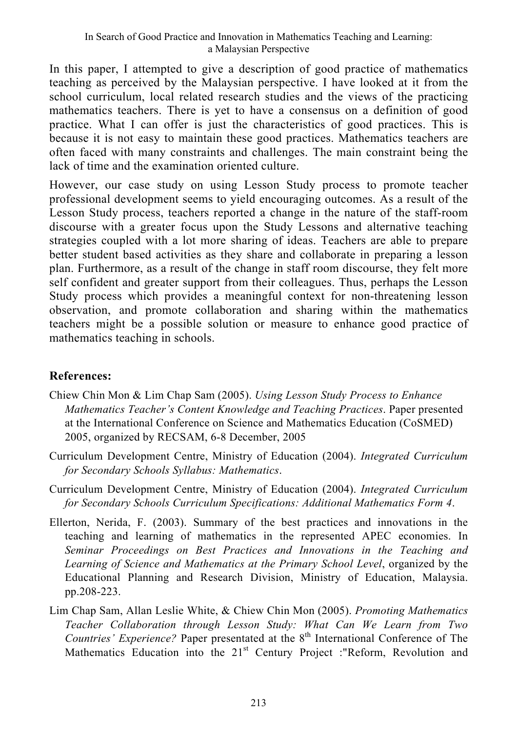In this paper, I attempted to give a description of good practice of mathematics teaching as perceived by the Malaysian perspective. I have looked at it from the school curriculum, local related research studies and the views of the practicing mathematics teachers. There is yet to have a consensus on a definition of good practice. What I can offer is just the characteristics of good practices. This is because it is not easy to maintain these good practices. Mathematics teachers are often faced with many constraints and challenges. The main constraint being the lack of time and the examination oriented culture.

However, our case study on using Lesson Study process to promote teacher professional development seems to yield encouraging outcomes. As a result of the Lesson Study process, teachers reported a change in the nature of the staff-room discourse with a greater focus upon the Study Lessons and alternative teaching strategies coupled with a lot more sharing of ideas. Teachers are able to prepare better student based activities as they share and collaborate in preparing a lesson plan. Furthermore, as a result of the change in staff room discourse, they felt more self confident and greater support from their colleagues. Thus, perhaps the Lesson Study process which provides a meaningful context for non-threatening lesson observation, and promote collaboration and sharing within the mathematics teachers might be a possible solution or measure to enhance good practice of mathematics teaching in schools.

## References:

Chiew Chin Mon & Lim Chap Sam (2005). *Using Lesson Study Process to Enhance Mathematics Teacher's Content Knowledge and Teaching Practices*. Paper presented at the International Conference on Science and Mathematics Education (CoSMED) 2005, organized by RECSAM, 6-8 December, 2005

Curriculum Development Centre, Ministry of Education (2004). *Integrated Curriculum for Secondary Schools Syllabus: Mathematics*.

Curriculum Development Centre, Ministry of Education (2004). *Integrated Curriculum for Secondary Schools Curriculum Specifications: Additional Mathematics Form 4*.

Ellerton, Nerida, F. (2003). Summary of the best practices and innovations in the teaching and learning of mathematics in the represented APEC economies. In *Seminar Proceedings on Best Practices and Innovations in the Teaching and Learning of Science and Mathematics at the Primary School Level*, organized by the Educational Planning and Research Division, Ministry of Education, Malaysia. pp.208-223.

Lim Chap Sam, Allan Leslie White, & Chiew Chin Mon (2005). *Promoting Mathematics Teacher Collaboration through Lesson Study: What Can We Learn from Two Countries' Experience?* Paper presentated at the 8th International Conference of The Mathematics Education into the 21st Century Project :"Reform, Revolution and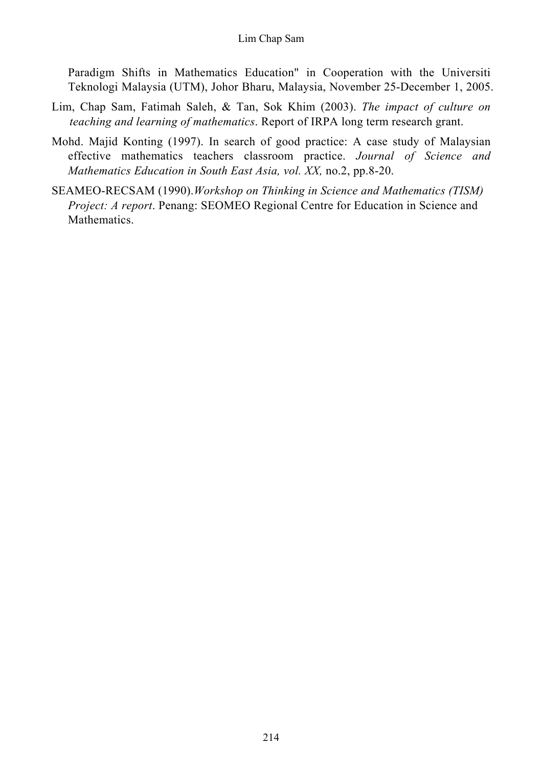Paradigm Shifts in Mathematics Education" in Cooperation with the Universiti Teknologi Malaysia (UTM), Johor Bharu, Malaysia, November 25-December 1, 2005.

Lim, Chap Sam, Fatimah Saleh, & Tan, Sok Khim (2003). *The impact of culture on teaching and learning of mathematics*. Report of IRPA long term research grant.

Mohd. Majid Konting (1997). In search of good practice: A case study of Malaysian effective mathematics teachers classroom practice. *Journal of Science and Mathematics Education in South East Asia, vol. XX,* no.2, pp.8-20.

SEAMEO-RECSAM (1990).*Workshop on Thinking in Science and Mathematics (TISM) Project: A report*. Penang: SEOMEO Regional Centre for Education in Science and Mathematics.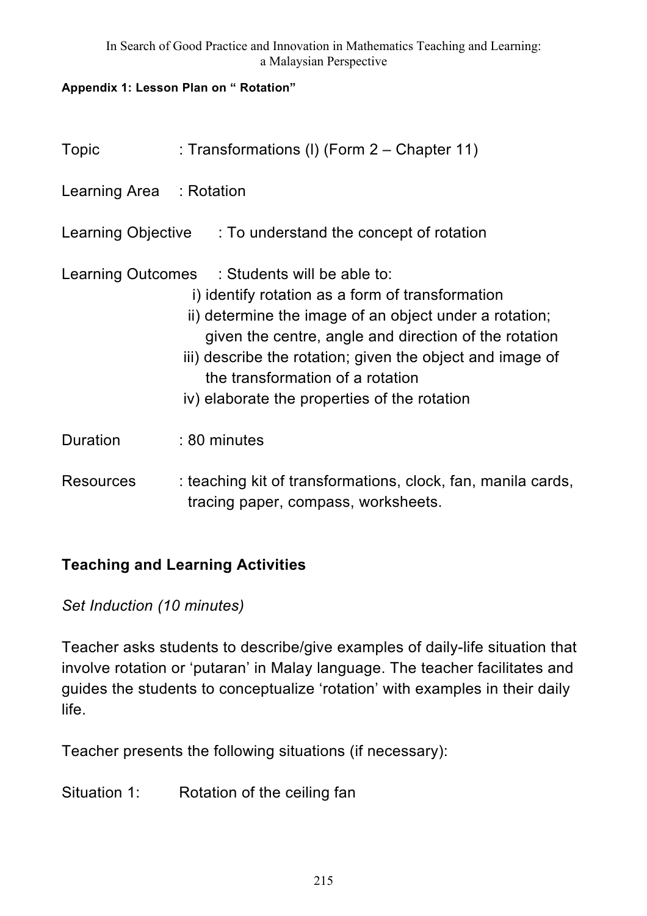**Appendix 1: Lesson Plan on " Rotation"**

Topic : Transformations (I) (Form 2 – Chapter 11)

Learning Area : Rotation

Learning Objective : To understand the concept of rotation

Learning Outcomes : Students will be able to:

i) identify rotation as a form of transformation
ii) determine the image of an object under a rotation; given the centre, angle and direction of the rotation
iii) describe the rotation; given the object and image of the transformation of a rotation
iv) elaborate the properties of the rotation

Duration : 80 minutes

Resources : teaching kit of transformations, clock, fan, manila cards, tracing paper, compass, worksheets.

## Teaching and Learning Activities

*Set Induction (10 minutes)*

Teacher asks students to describe/give examples of daily-life situation that involve rotation or 'putaran' in Malay language. The teacher facilitates and guides the students to conceptualize 'rotation' with examples in their daily life.

Teacher presents the following situations (if necessary):

Situation 1: Rotation of the ceiling fan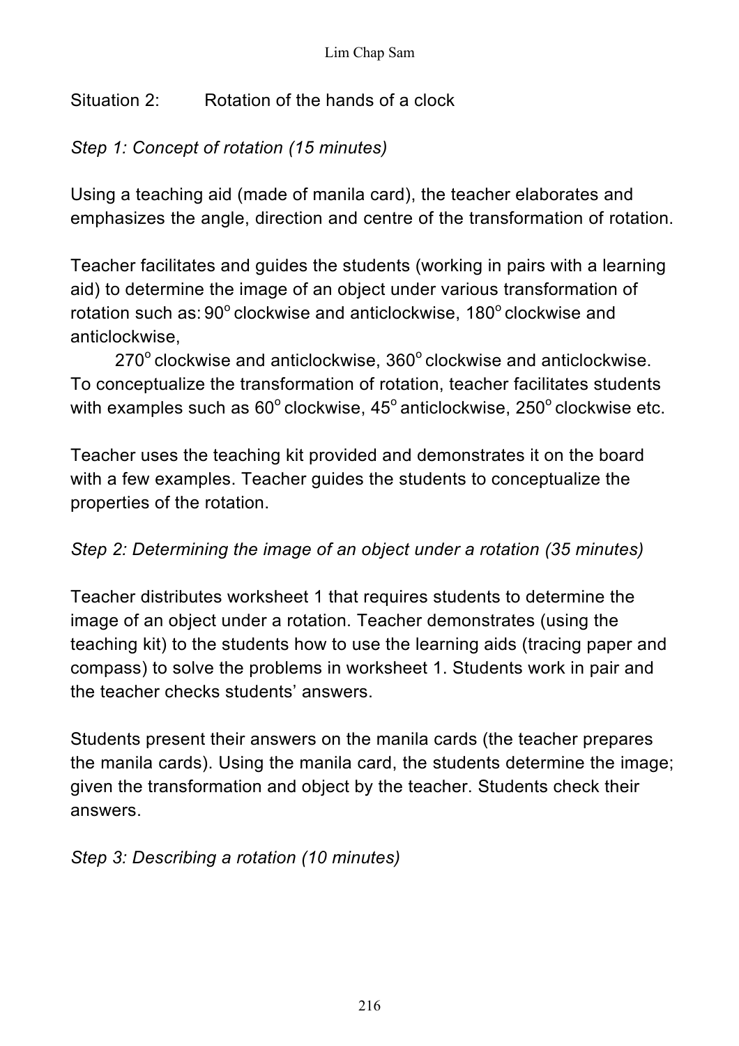Situation 2: Rotation of the hands of a clock

*Step 1: Concept of rotation (15 minutes)*

Using a teaching aid (made of manila card), the teacher elaborates and emphasizes the angle, direction and centre of the transformation of rotation.

Teacher facilitates and guides the students (working in pairs with a learning aid) to determine the image of an object under various transformation of rotation such as: $90^{o}$ clockwise and anticlockwise, $180^{o}$ clockwise and anticlockwise,

$270^{o}$ clockwise and anticlockwise, $360^{o}$ clockwise and anticlockwise. To conceptualize the transformation of rotation, teacher facilitates students with examples such as $60^{o}$ clockwise, $45^{o}$ anticlockwise, $250^{o}$ clockwise etc.

Teacher uses the teaching kit provided and demonstrates it on the board with a few examples. Teacher guides the students to conceptualize the properties of the rotation.

*Step 2: Determining the image of an object under a rotation (35 minutes)*

Teacher distributes worksheet 1 that requires students to determine the image of an object under a rotation. Teacher demonstrates (using the teaching kit) to the students how to use the learning aids (tracing paper and compass) to solve the problems in worksheet 1. Students work in pair and the teacher checks students' answers.

Students present their answers on the manila cards (the teacher prepares the manila cards). Using the manila card, the students determine the image; given the transformation and object by the teacher. Students check their answers.

*Step 3: Describing a rotation (10 minutes)*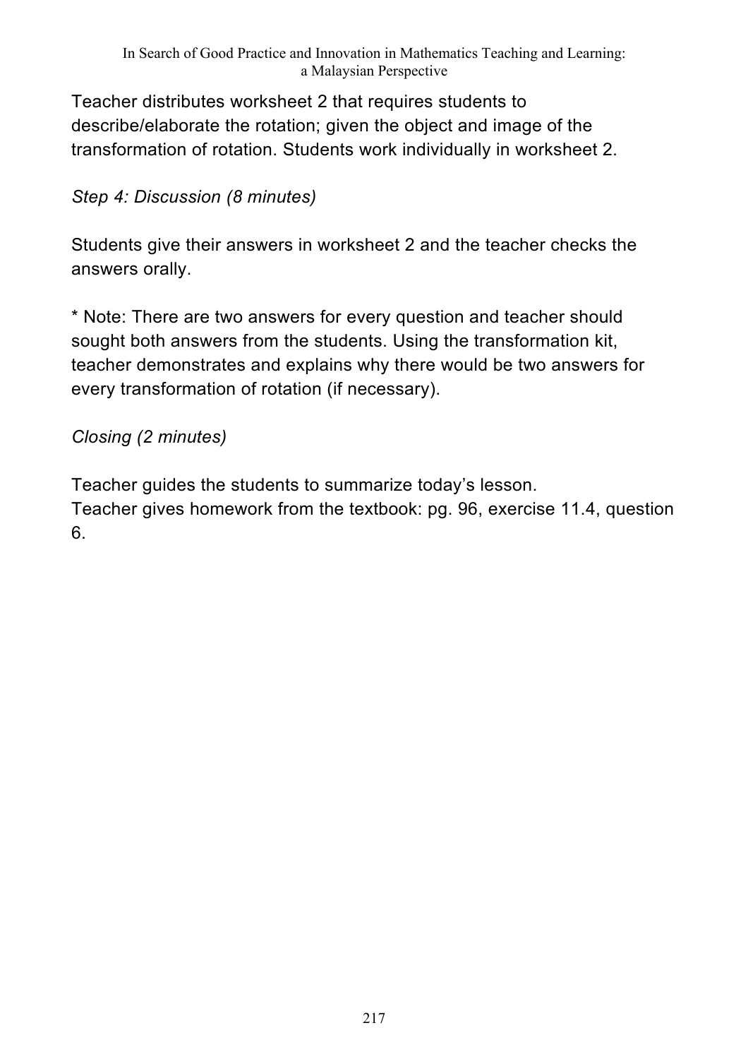Teacher distributes worksheet 2 that requires students to describe/elaborate the rotation; given the object and image of the transformation of rotation. Students work individually in worksheet 2.

*Step 4: Discussion (8 minutes)*

Students give their answers in worksheet 2 and the teacher checks the answers orally.

* Note: There are two answers for every question and teacher should sought both answers from the students. Using the transformation kit, teacher demonstrates and explains why there would be two answers for every transformation of rotation (if necessary).

*Closing (2 minutes)*

Teacher guides the students to summarize today's lesson.
Teacher gives homework from the textbook: pg. 96, exercise 11.4, question 6.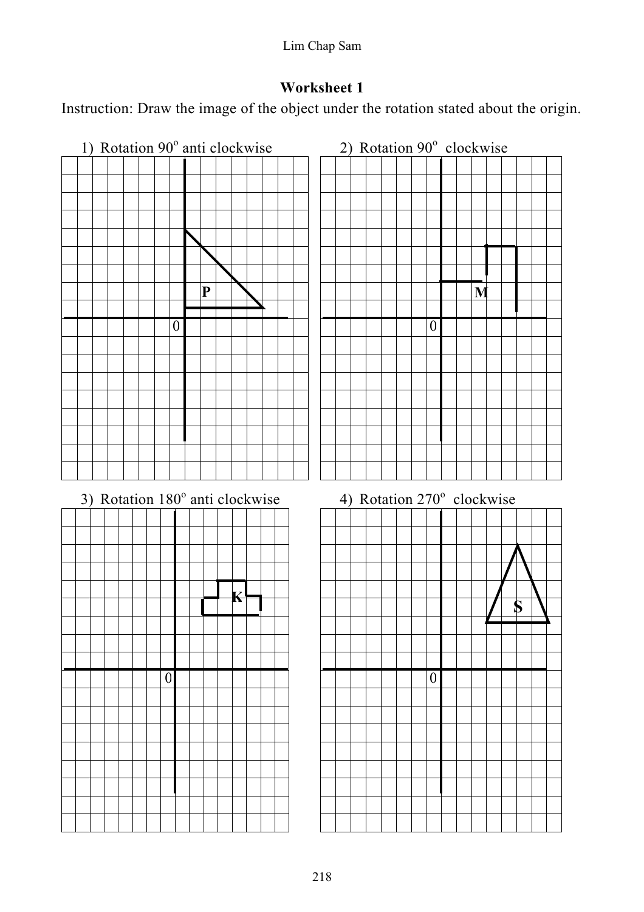## Worksheet 1

Instruction: Draw the image of the object under the rotation stated about the origin.

1) Rotation $90^o$ anti clockwise

P

0

2) Rotation $90^o$ clockwise

M

0

3) Rotation $180^o$ anti clockwise

K

0

4) Rotation $270^o$ clockwise

S

0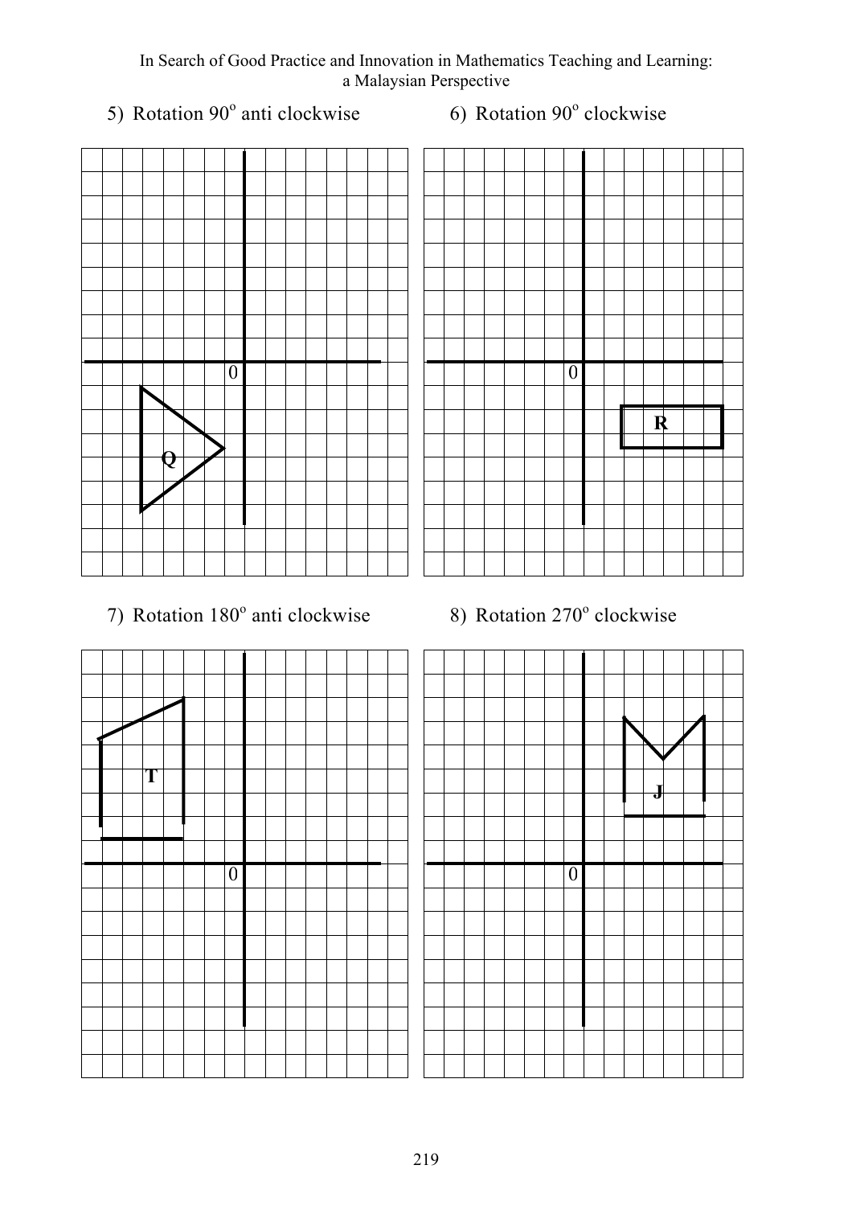5) Rotation 90° anti clockwise

0

Q

6) Rotation 90° clockwise

0

R

7) Rotation 180° anti clockwise

T

0

8) Rotation 270° clockwise

J

0